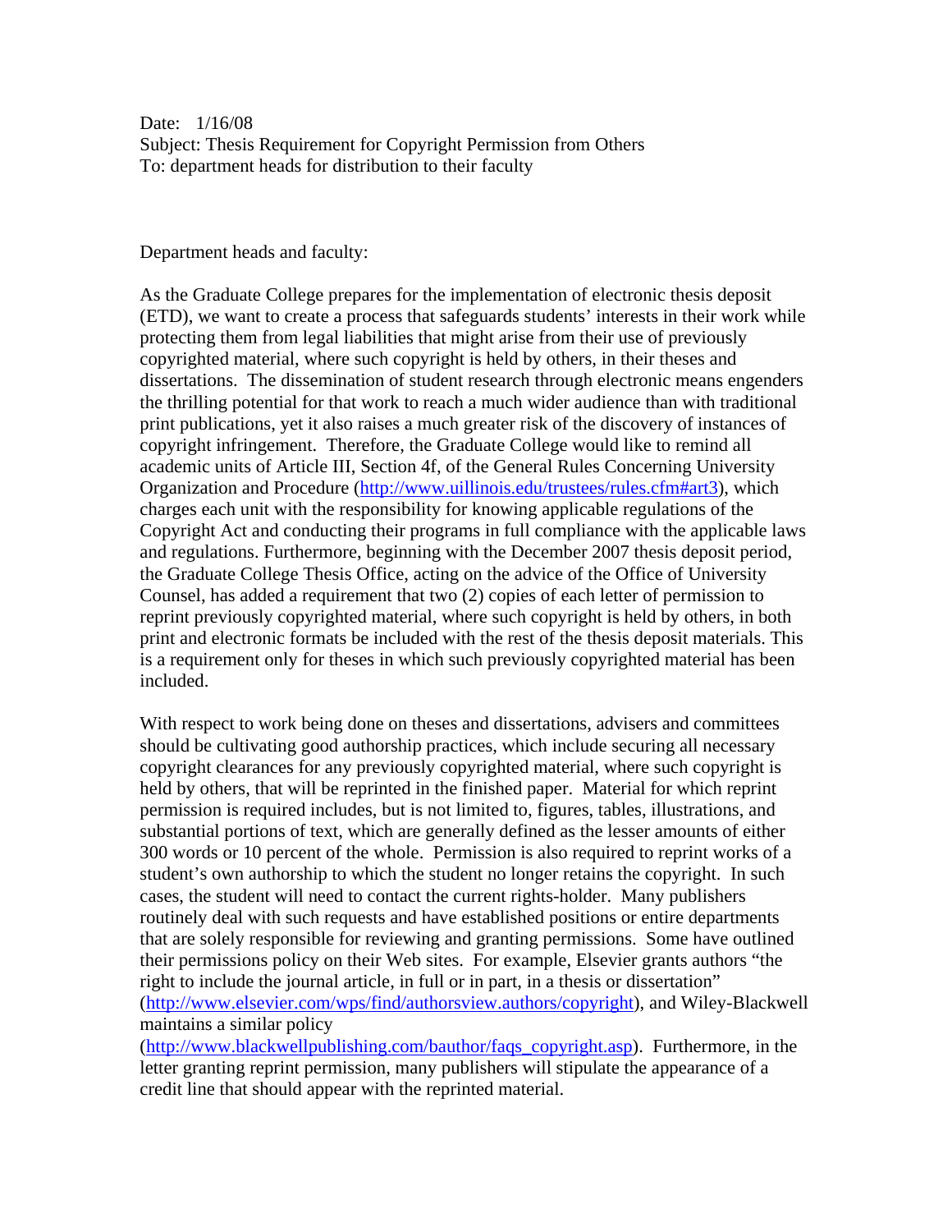Date: 1/16/08
Subject: Thesis Requirement for Copyright Permission from Others
To: department heads for distribution to their faculty

Department heads and faculty:

As the Graduate College prepares for the implementation of electronic thesis deposit (ETD), we want to create a process that safeguards students' interests in their work while protecting them from legal liabilities that might arise from their use of previously copyrighted material, where such copyright is held by others, in their theses and dissertations. The dissemination of student research through electronic means engenders the thrilling potential for that work to reach a much wider audience than with traditional print publications, yet it also raises a much greater risk of the discovery of instances of copyright infringement. Therefore, the Graduate College would like to remind all academic units of Article III, Section 4f, of the General Rules Concerning University Organization and Procedure (http://www.uillinois.edu/trustees/rules.cfm#art3), which charges each unit with the responsibility for knowing applicable regulations of the Copyright Act and conducting their programs in full compliance with the applicable laws and regulations. Furthermore, beginning with the December 2007 thesis deposit period, the Graduate College Thesis Office, acting on the advice of the Office of University Counsel, has added a requirement that two (2) copies of each letter of permission to reprint previously copyrighted material, where such copyright is held by others, in both print and electronic formats be included with the rest of the thesis deposit materials. This is a requirement only for theses in which such previously copyrighted material has been included.

With respect to work being done on theses and dissertations, advisers and committees should be cultivating good authorship practices, which include securing all necessary copyright clearances for any previously copyrighted material, where such copyright is held by others, that will be reprinted in the finished paper. Material for which reprint permission is required includes, but is not limited to, figures, tables, illustrations, and substantial portions of text, which are generally defined as the lesser amounts of either 300 words or 10 percent of the whole. Permission is also required to reprint works of a student's own authorship to which the student no longer retains the copyright. In such cases, the student will need to contact the current rights-holder. Many publishers routinely deal with such requests and have established positions or entire departments that are solely responsible for reviewing and granting permissions. Some have outlined their permissions policy on their Web sites. For example, Elsevier grants authors "the right to include the journal article, in full or in part, in a thesis or dissertation" (http://www.elsevier.com/wps/find/authorsview.authors/copyright), and Wiley-Blackwell maintains a similar policy (http://www.blackwellpublishing.com/bauthor/faqs_copyright.asp). Furthermore, in the letter granting reprint permission, many publishers will stipulate the appearance of a credit line that should appear with the reprinted material.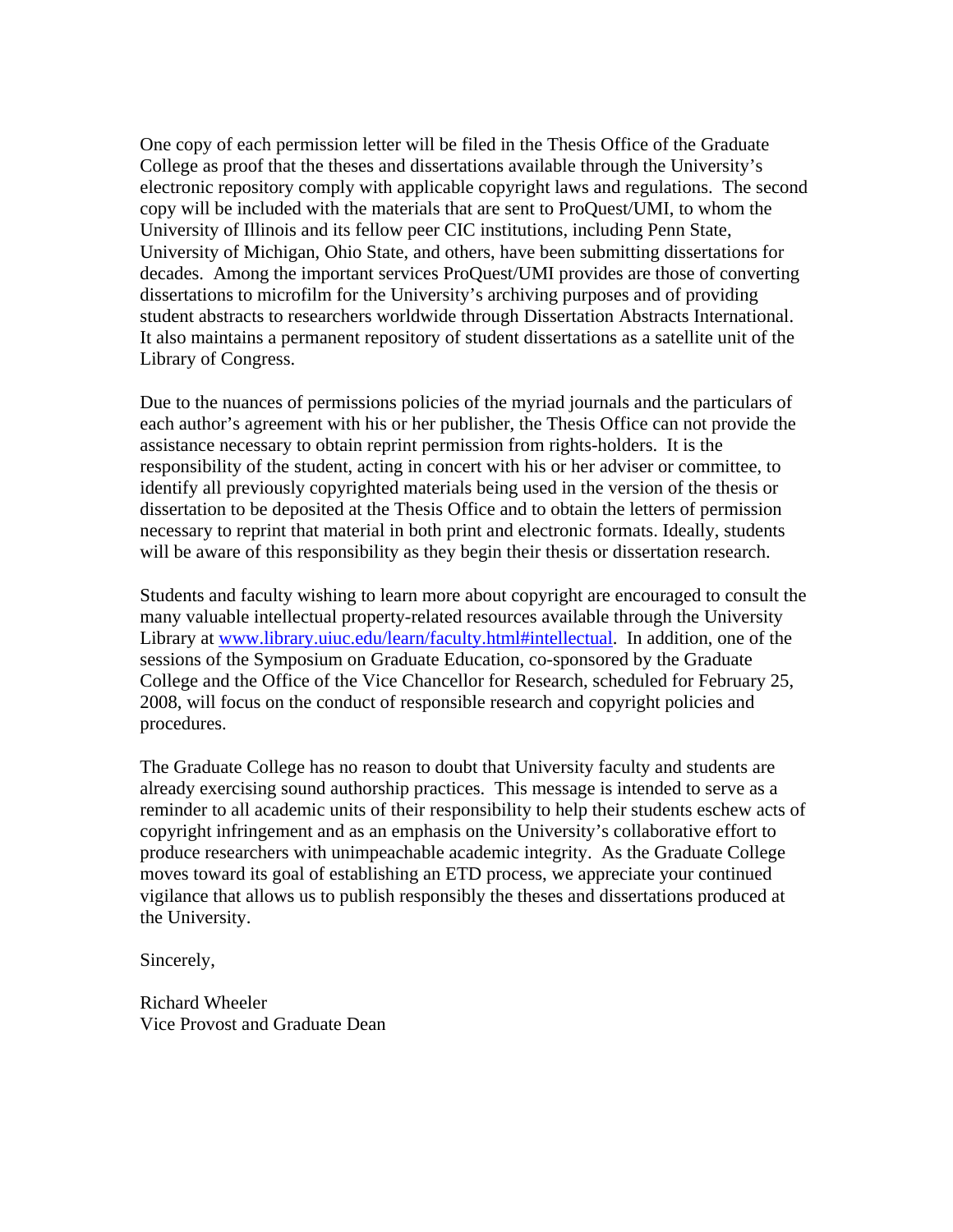One copy of each permission letter will be filed in the Thesis Office of the Graduate College as proof that the theses and dissertations available through the University's electronic repository comply with applicable copyright laws and regulations. The second copy will be included with the materials that are sent to ProQuest/UMI, to whom the University of Illinois and its fellow peer CIC institutions, including Penn State, University of Michigan, Ohio State, and others, have been submitting dissertations for decades. Among the important services ProQuest/UMI provides are those of converting dissertations to microfilm for the University's archiving purposes and of providing student abstracts to researchers worldwide through Dissertation Abstracts International. It also maintains a permanent repository of student dissertations as a satellite unit of the Library of Congress.

Due to the nuances of permissions policies of the myriad journals and the particulars of each author's agreement with his or her publisher, the Thesis Office can not provide the assistance necessary to obtain reprint permission from rights-holders. It is the responsibility of the student, acting in concert with his or her adviser or committee, to identify all previously copyrighted materials being used in the version of the thesis or dissertation to be deposited at the Thesis Office and to obtain the letters of permission necessary to reprint that material in both print and electronic formats. Ideally, students will be aware of this responsibility as they begin their thesis or dissertation research.

Students and faculty wishing to learn more about copyright are encouraged to consult the many valuable intellectual property-related resources available through the University Library at www.library.uiuc.edu/learn/faculty.html#intellectual. In addition, one of the sessions of the Symposium on Graduate Education, co-sponsored by the Graduate College and the Office of the Vice Chancellor for Research, scheduled for February 25, 2008, will focus on the conduct of responsible research and copyright policies and procedures.

The Graduate College has no reason to doubt that University faculty and students are already exercising sound authorship practices. This message is intended to serve as a reminder to all academic units of their responsibility to help their students eschew acts of copyright infringement and as an emphasis on the University's collaborative effort to produce researchers with unimpeachable academic integrity. As the Graduate College moves toward its goal of establishing an ETD process, we appreciate your continued vigilance that allows us to publish responsibly the theses and dissertations produced at the University.

Sincerely,

Richard Wheeler
Vice Provost and Graduate Dean